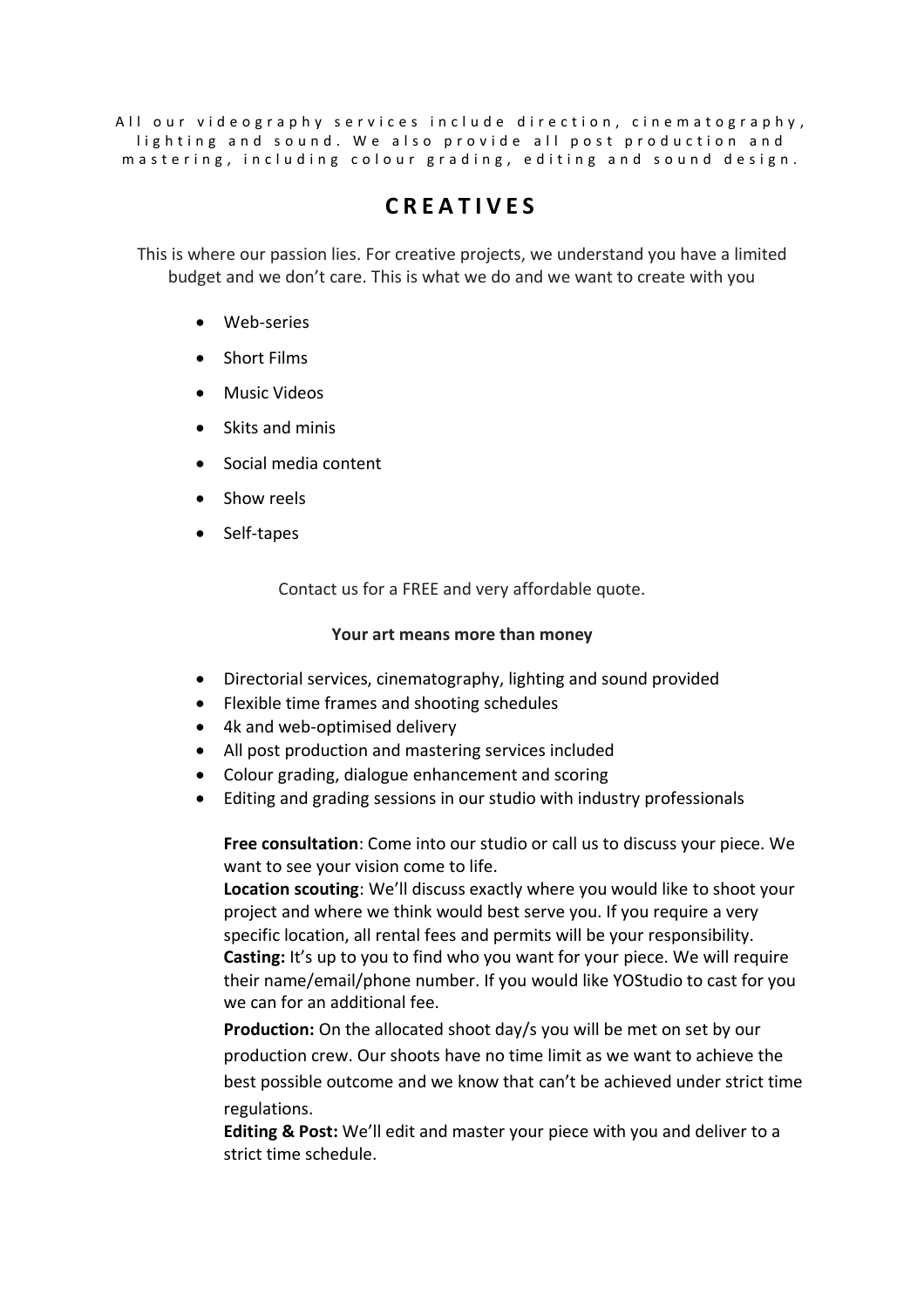All our videography services include direction, cinematography, lighting and sound. We also provide all post production and mastering, including colour grading, editing and sound design.

# CREATIVES

This is where our passion lies. For creative projects, we understand you have a limited budget and we don't care. This is what we do and we want to create with you

- Web-series
- Short Films
- Music Videos
- Skits and minis
- Social media content
- Show reels
- Self-tapes

Contact us for a FREE and very affordable quote.

**Your art means more than money**

- Directorial services, cinematography, lighting and sound provided
- Flexible time frames and shooting schedules
- 4k and web-optimised delivery
- All post production and mastering services included
- Colour grading, dialogue enhancement and scoring
- Editing and grading sessions in our studio with industry professionals

**Free consultation**: Come into our studio or call us to discuss your piece. We want to see your vision come to life.

**Location scouting**: We'll discuss exactly where you would like to shoot your project and where we think would best serve you. If you require a very specific location, all rental fees and permits will be your responsibility.

**Casting:** It's up to you to find who you want for your piece. We will require their name/email/phone number. If you would like YOStudio to cast for you we can for an additional fee.

**Production:** On the allocated shoot day/s you will be met on set by our production crew. Our shoots have no time limit as we want to achieve the best possible outcome and we know that can't be achieved under strict time regulations.

**Editing & Post:** We'll edit and master your piece with you and deliver to a strict time schedule.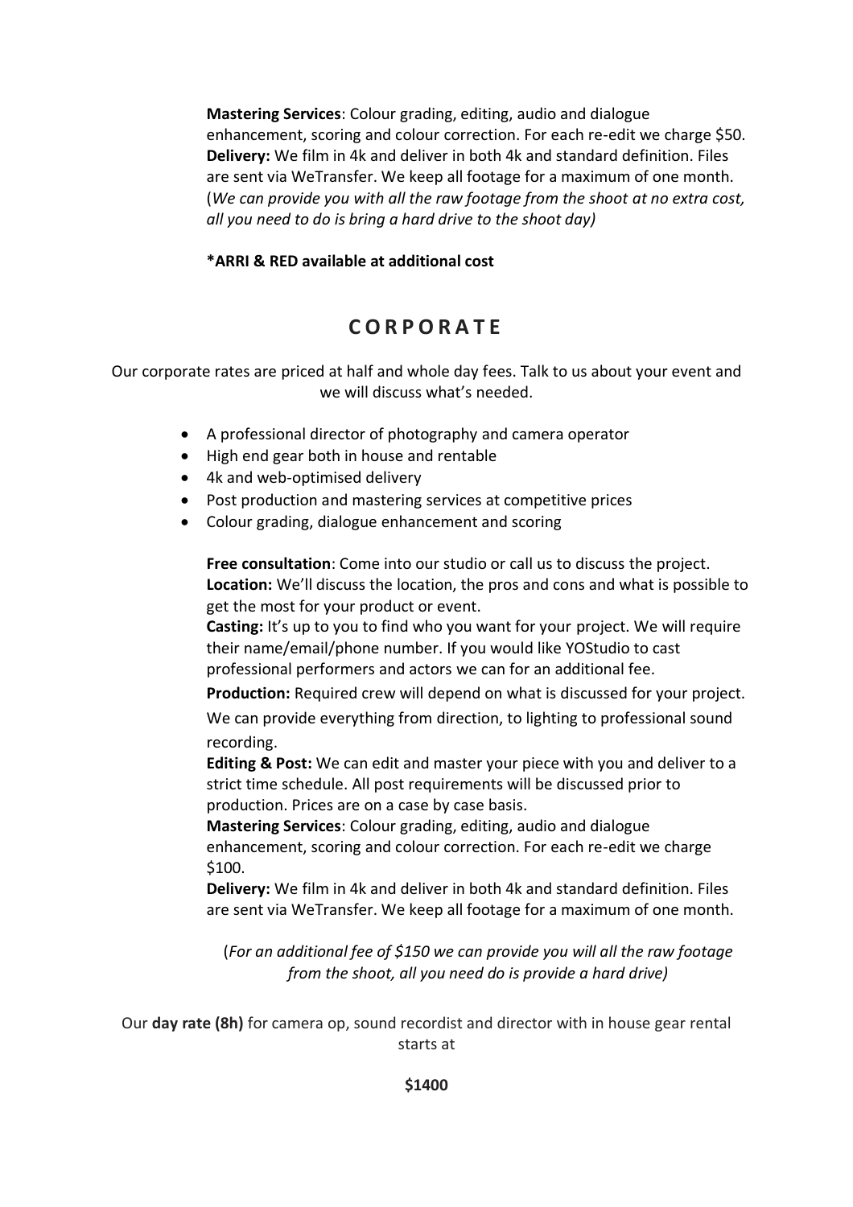**Mastering Services**: Colour grading, editing, audio and dialogue enhancement, scoring and colour correction. For each re-edit we charge $50.
**Delivery:** We film in 4k and deliver in both 4k and standard definition. Files are sent via WeTransfer. We keep all footage for a maximum of one month. (*We can provide you with all the raw footage from the shoot at no extra cost, all you need to do is bring a hard drive to the shoot day)*

**\*ARRI & RED available at additional cost**

## C O R P O R A T E

Our corporate rates are priced at half and whole day fees. Talk to us about your event and we will discuss what's needed.

- A professional director of photography and camera operator
- High end gear both in house and rentable
- 4k and web-optimised delivery
- Post production and mastering services at competitive prices
- Colour grading, dialogue enhancement and scoring

**Free consultation**: Come into our studio or call us to discuss the project.
**Location:** We'll discuss the location, the pros and cons and what is possible to get the most for your product or event.
**Casting:** It's up to you to find who you want for your project. We will require their name/email/phone number. If you would like YOStudio to cast professional performers and actors we can for an additional fee.
**Production:** Required crew will depend on what is discussed for your project. We can provide everything from direction, to lighting to professional sound recording.
**Editing & Post:** We can edit and master your piece with you and deliver to a strict time schedule. All post requirements will be discussed prior to production. Prices are on a case by case basis.
**Mastering Services**: Colour grading, editing, audio and dialogue enhancement, scoring and colour correction. For each re-edit we charge $100.
**Delivery:** We film in 4k and deliver in both 4k and standard definition. Files are sent via WeTransfer. We keep all footage for a maximum of one month.

(*For an additional fee of $150 we can provide you will all the raw footage from the shoot, all you need do is provide a hard drive)*

Our **day rate (8h)** for camera op, sound recordist and director with in house gear rental starts at

**$1400**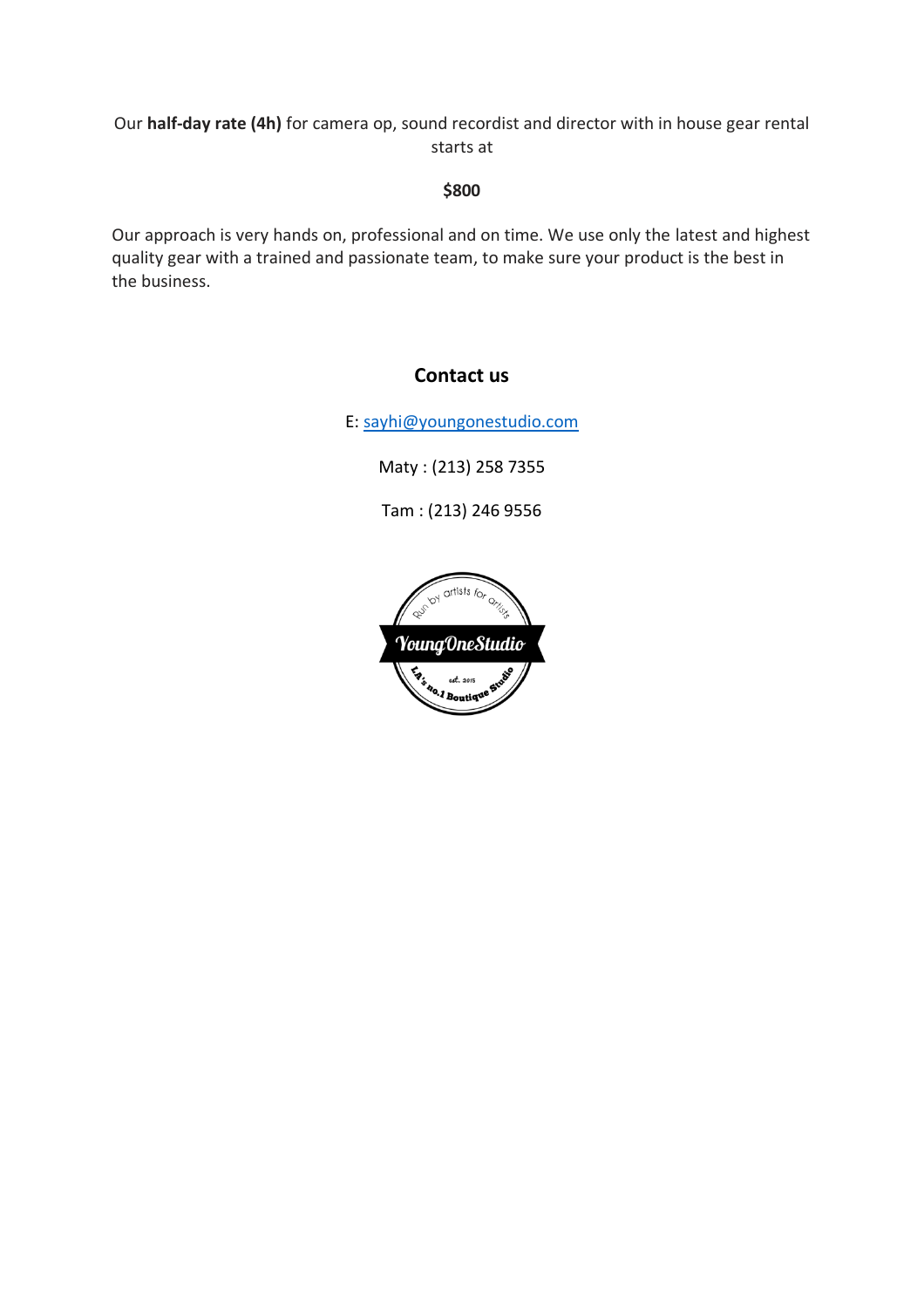Our **half-day rate (4h)** for camera op, sound recordist and director with in house gear rental starts at

**$800**

Our approach is very hands on, professional and on time. We use only the latest and highest quality gear with a trained and passionate team, to make sure your product is the best in the business.

## Contact us

E: sayhi@youngonestudio.com

Maty : (213) 258 7355

Tam : (213) 246 9556